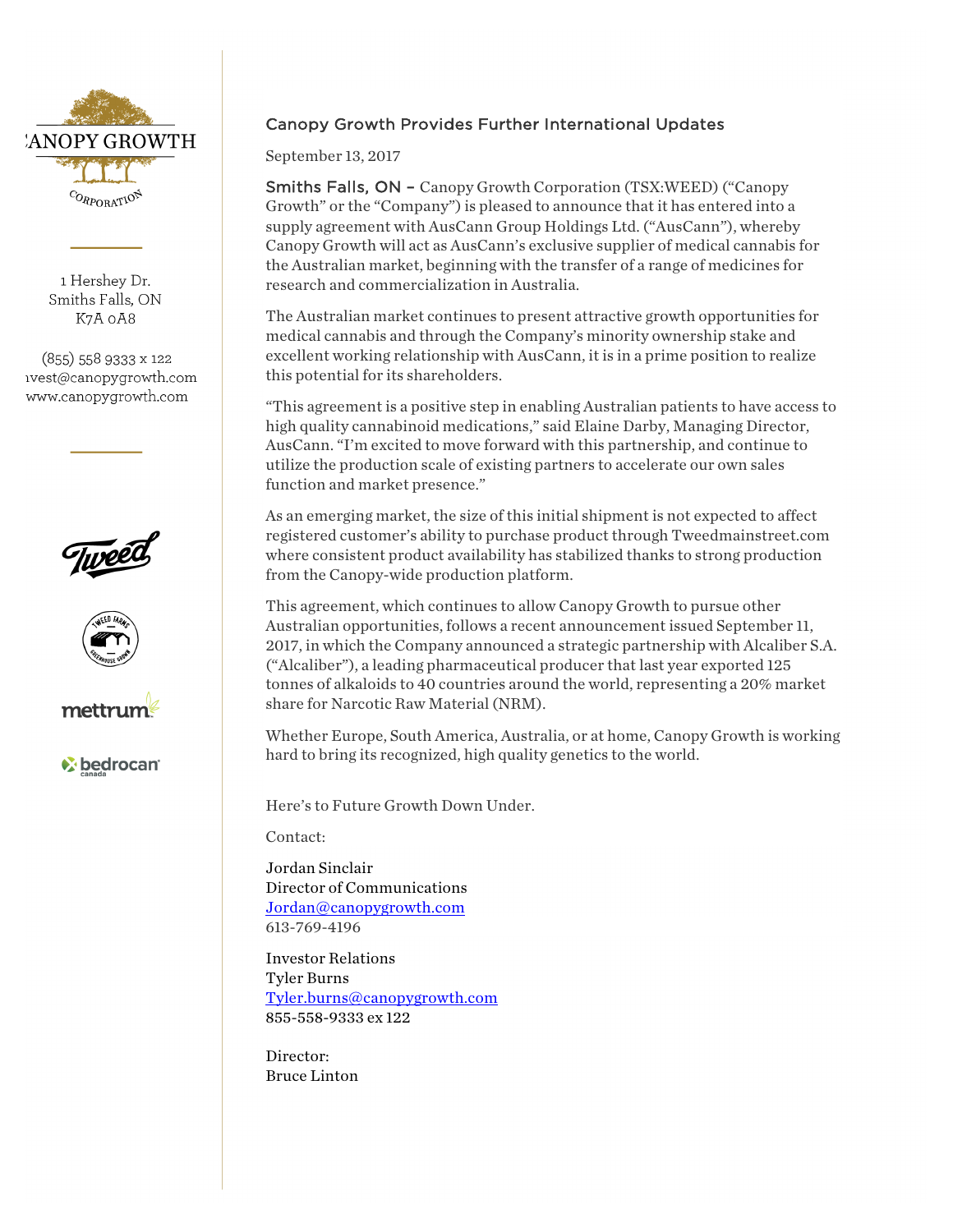# Canopy Growth Provides Further International Updates

September 13, 2017

Smiths Falls, ON – Canopy Growth Corporation (TSX:WEED) ("Canopy Growth" or the "Company") is pleased to announce that it has entered into a supply agreement with AusCann Group Holdings Ltd. ("AusCann"), whereby Canopy Growth will act as AusCann's exclusive supplier of medical cannabis for the Australian market, beginning with the transfer of a range of medicines for research and commercialization in Australia.

The Australian market continues to present attractive growth opportunities for medical cannabis and through the Company's minority ownership stake and excellent working relationship with AusCann, it is in a prime position to realize this potential for its shareholders.

"This agreement is a positive step in enabling Australian patients to have access to high quality cannabinoid medications," said Elaine Darby, Managing Director, AusCann. "I'm excited to move forward with this partnership, and continue to utilize the production scale of existing partners to accelerate our own sales function and market presence."

As an emerging market, the size of this initial shipment is not expected to affect registered customer's ability to purchase product through Tweedmainstreet.com where consistent product availability has stabilized thanks to strong production from the Canopy-wide production platform.

This agreement, which continues to allow Canopy Growth to pursue other Australian opportunities, follows a recent announcement issued September 11, 2017, in which the Company announced a strategic partnership with Alcaliber S.A. ("Alcaliber"), a leading pharmaceutical producer that last year exported 125 tonnes of alkaloids to 40 countries around the world, representing a 20% market share for Narcotic Raw Material (NRM).

Whether Europe, South America, Australia, or at home, Canopy Growth is working hard to bring its recognized, high quality genetics to the world.

Here's to Future Growth Down Under.

Contact:

Jordan Sinclair
Director of Communications
Jordan@canopygrowth.com
613-769-4196

Investor Relations
Tyler Burns
Tyler.burns@canopygrowth.com
855-558-9333 ex 122

Director:
Bruce Linton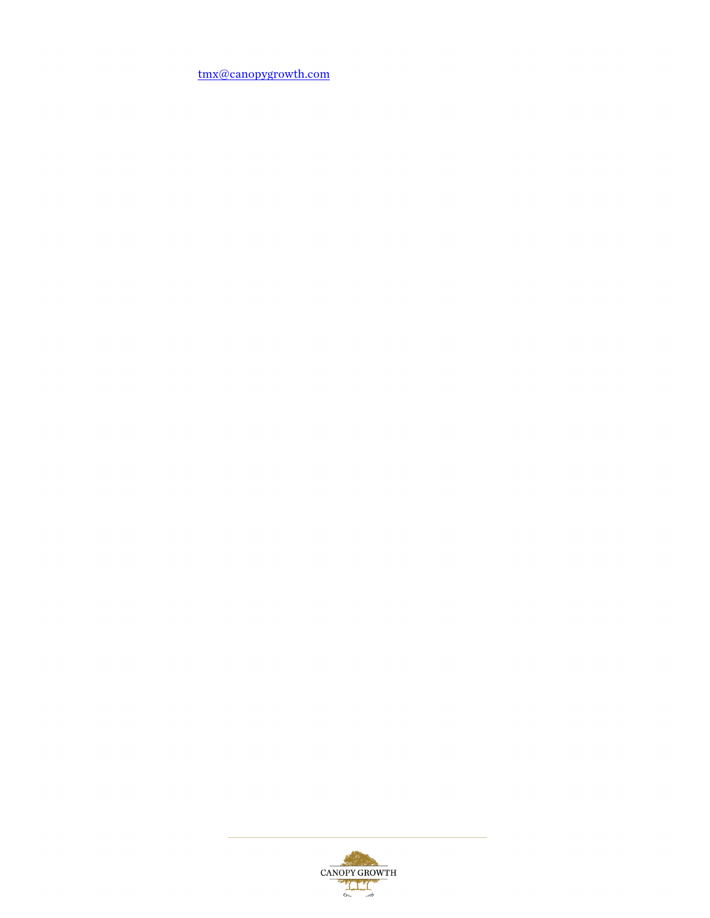tmx@canopygrowth.com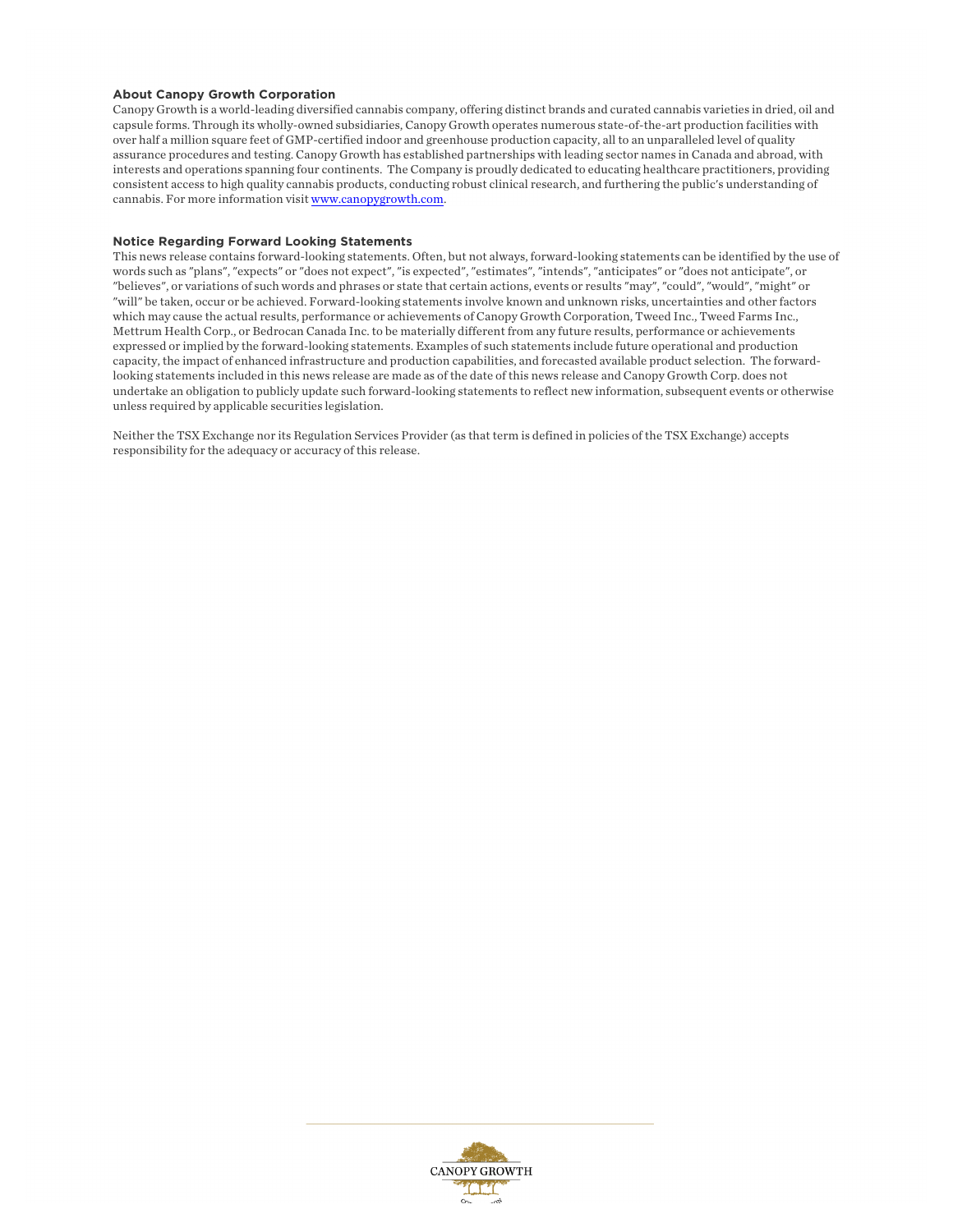### About Canopy Growth Corporation

Canopy Growth is a world-leading diversified cannabis company, offering distinct brands and curated cannabis varieties in dried, oil and capsule forms. Through its wholly-owned subsidiaries, Canopy Growth operates numerous state-of-the-art production facilities with over half a million square feet of GMP-certified indoor and greenhouse production capacity, all to an unparalleled level of quality assurance procedures and testing. Canopy Growth has established partnerships with leading sector names in Canada and abroad, with interests and operations spanning four continents. The Company is proudly dedicated to educating healthcare practitioners, providing consistent access to high quality cannabis products, conducting robust clinical research, and furthering the public's understanding of cannabis. For more information visit [www.canopygrowth.com](http://www.canopygrowth.com).

### Notice Regarding Forward Looking Statements

This news release contains forward-looking statements. Often, but not always, forward-looking statements can be identified by the use of words such as "plans", "expects" or "does not expect", "is expected", "estimates", "intends", "anticipates" or "does not anticipate", or "believes", or variations of such words and phrases or state that certain actions, events or results "may", "could", "would", "might" or "will" be taken, occur or be achieved. Forward-looking statements involve known and unknown risks, uncertainties and other factors which may cause the actual results, performance or achievements of Canopy Growth Corporation, Tweed Inc., Tweed Farms Inc., Mettrum Health Corp., or Bedrocan Canada Inc. to be materially different from any future results, performance or achievements expressed or implied by the forward-looking statements. Examples of such statements include future operational and production capacity, the impact of enhanced infrastructure and production capabilities, and forecasted available product selection. The forward-looking statements included in this news release are made as of the date of this news release and Canopy Growth Corp. does not undertake an obligation to publicly update such forward-looking statements to reflect new information, subsequent events or otherwise unless required by applicable securities legislation.

Neither the TSX Exchange nor its Regulation Services Provider (as that term is defined in policies of the TSX Exchange) accepts responsibility for the adequacy or accuracy of this release.